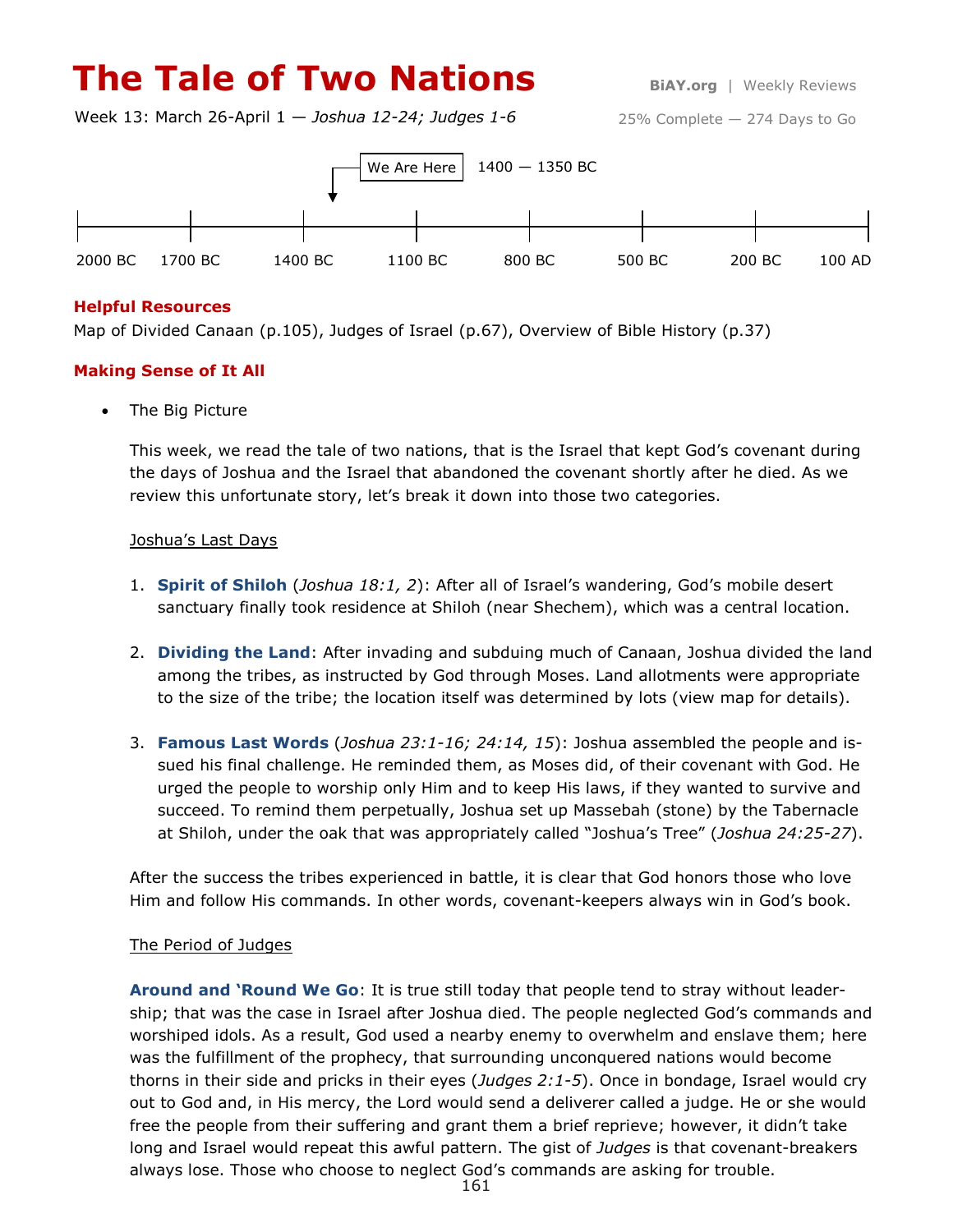# The Tale of Two Nations

BiAY.org | Weekly Reviews

Week 13: March 26-April 1 — *Joshua 12-24; Judges 1-6*

25% Complete — 274 Days to Go

We Are Here 1400 — 1350 BC

2000 BC | 1700 BC | 1400 BC | 1100 BC | 800 BC | 500 BC | 200 BC | 100 AD

## Helpful Resources

Map of Divided Canaan (p.105), Judges of Israel (p.67), Overview of Bible History (p.37)

## Making Sense of It All

- The Big Picture

This week, we read the tale of two nations, that is the Israel that kept God's covenant during the days of Joshua and the Israel that abandoned the covenant shortly after he died. As we review this unfortunate story, let's break it down into those two categories.

Joshua's Last Days

1. **Spirit of Shiloh** (*Joshua 18:1, 2*): After all of Israel's wandering, God's mobile desert sanctuary finally took residence at Shiloh (near Shechem), which was a central location.

2. **Dividing the Land**: After invading and subduing much of Canaan, Joshua divided the land among the tribes, as instructed by God through Moses. Land allotments were appropriate to the size of the tribe; the location itself was determined by lots (view map for details).

3. **Famous Last Words** (*Joshua 23:1-16; 24:14, 15*): Joshua assembled the people and issued his final challenge. He reminded them, as Moses did, of their covenant with God. He urged the people to worship only Him and to keep His laws, if they wanted to survive and succeed. To remind them perpetually, Joshua set up Massebah (stone) by the Tabernacle at Shiloh, under the oak that was appropriately called "Joshua's Tree" (*Joshua 24:25-27*).

After the success the tribes experienced in battle, it is clear that God honors those who love Him and follow His commands. In other words, covenant-keepers always win in God's book.

The Period of Judges

**Around and 'Round We Go**: It is true still today that people tend to stray without leadership; that was the case in Israel after Joshua died. The people neglected God's commands and worshiped idols. As a result, God used a nearby enemy to overwhelm and enslave them; here was the fulfillment of the prophecy, that surrounding unconquered nations would become thorns in their side and pricks in their eyes (*Judges 2:1-5*). Once in bondage, Israel would cry out to God and, in His mercy, the Lord would send a deliverer called a judge. He or she would free the people from their suffering and grant them a brief reprieve; however, it didn't take long and Israel would repeat this awful pattern. The gist of *Judges* is that covenant-breakers always lose. Those who choose to neglect God's commands are asking for trouble.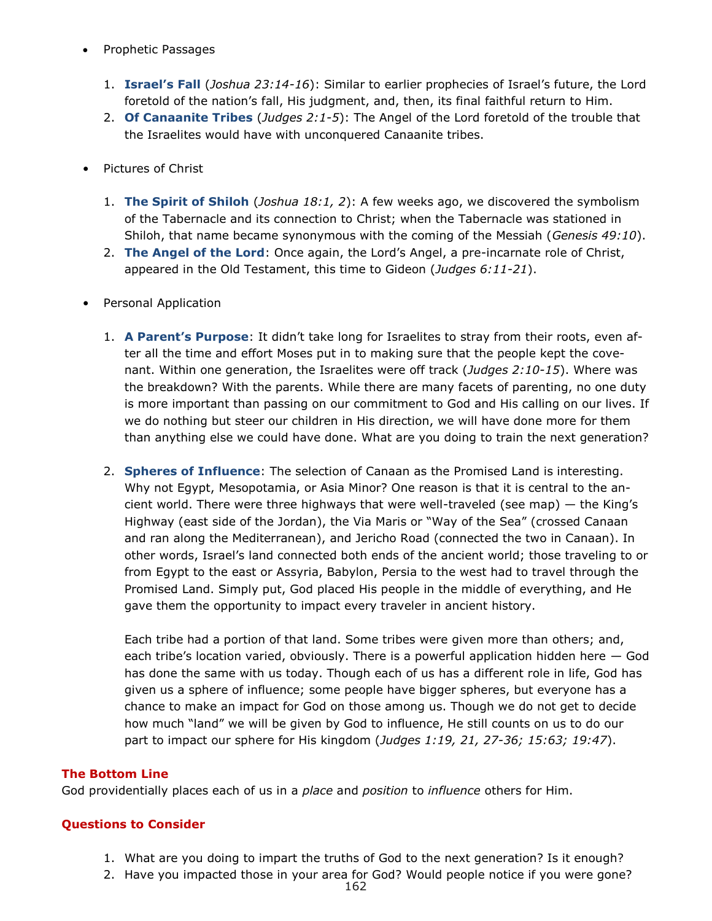- Prophetic Passages

  1. **Israel's Fall** (*Joshua 23:14-16*): Similar to earlier prophecies of Israel's future, the Lord foretold of the nation's fall, His judgment, and, then, its final faithful return to Him.
  2. **Of Canaanite Tribes** (*Judges 2:1-5*): The Angel of the Lord foretold of the trouble that the Israelites would have with unconquered Canaanite tribes.

- Pictures of Christ

  1. **The Spirit of Shiloh** (*Joshua 18:1, 2*): A few weeks ago, we discovered the symbolism of the Tabernacle and its connection to Christ; when the Tabernacle was stationed in Shiloh, that name became synonymous with the coming of the Messiah (*Genesis 49:10*).
  2. **The Angel of the Lord**: Once again, the Lord's Angel, a pre-incarnate role of Christ, appeared in the Old Testament, this time to Gideon (*Judges 6:11-21*).

- Personal Application

  1. **A Parent's Purpose**: It didn't take long for Israelites to stray from their roots, even after all the time and effort Moses put in to making sure that the people kept the covenant. Within one generation, the Israelites were off track (*Judges 2:10-15*). Where was the breakdown? With the parents. While there are many facets of parenting, no one duty is more important than passing on our commitment to God and His calling on our lives. If we do nothing but steer our children in His direction, we will have done more for them than anything else we could have done. What are you doing to train the next generation?

  2. **Spheres of Influence**: The selection of Canaan as the Promised Land is interesting. Why not Egypt, Mesopotamia, or Asia Minor? One reason is that it is central to the ancient world. There were three highways that were well-traveled (see map) — the King's Highway (east side of the Jordan), the Via Maris or "Way of the Sea" (crossed Canaan and ran along the Mediterranean), and Jericho Road (connected the two in Canaan). In other words, Israel's land connected both ends of the ancient world; those traveling to or from Egypt to the east or Assyria, Babylon, Persia to the west had to travel through the Promised Land. Simply put, God placed His people in the middle of everything, and He gave them the opportunity to impact every traveler in ancient history.

     Each tribe had a portion of that land. Some tribes were given more than others; and, each tribe's location varied, obviously. There is a powerful application hidden here — God has done the same with us today. Though each of us has a different role in life, God has given us a sphere of influence; some people have bigger spheres, but everyone has a chance to make an impact for God on those among us. Though we do not get to decide how much "land" we will be given by God to influence, He still counts on us to do our part to impact our sphere for His kingdom (*Judges 1:19, 21, 27-36; 15:63; 19:47*).

**The Bottom Line**

God providentially places each of us in a *place* and *position* to *influence* others for Him.

**Questions to Consider**

1. What are you doing to impart the truths of God to the next generation? Is it enough?
2. Have you impacted those in your area for God? Would people notice if you were gone?